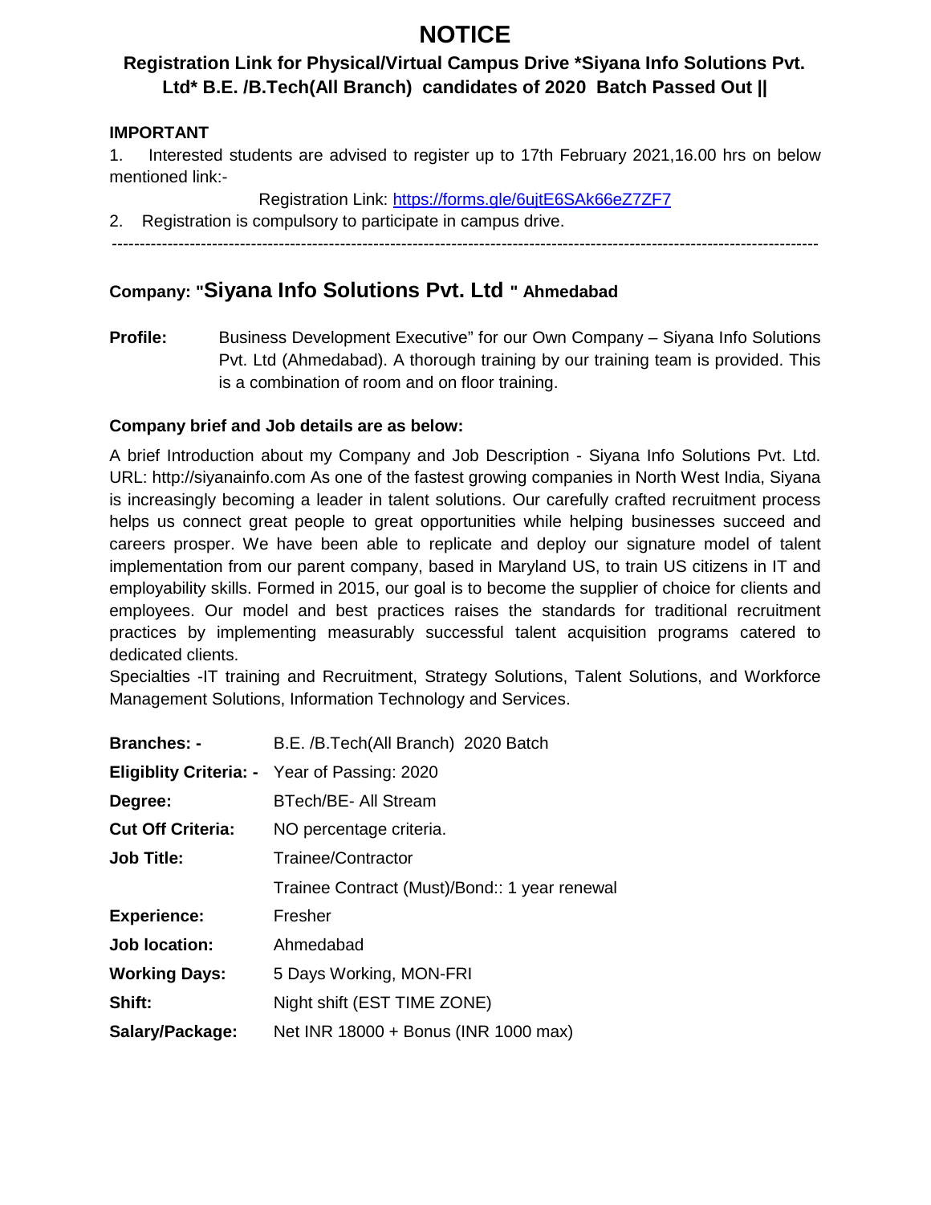# NOTICE

## Registration Link for Physical/Virtual Campus Drive *Siyana Info Solutions Pvt. Ltd* B.E. /B.Tech(All Branch) candidates of 2020 Batch Passed Out ||

**IMPORTANT**

1. Interested students are advised to register up to 17th February 2021,16.00 hrs on below mentioned link:-

   Registration Link: https://forms.gle/6ujtE6SAk66eZ7ZF7

2. Registration is compulsory to participate in campus drive.

---

### Company: "Siyana Info Solutions Pvt. Ltd " Ahmedabad

**Profile:** Business Development Executive" for our Own Company – Siyana Info Solutions Pvt. Ltd (Ahmedabad). A thorough training by our training team is provided. This is a combination of room and on floor training.

**Company brief and Job details are as below:**

A brief Introduction about my Company and Job Description - Siyana Info Solutions Pvt. Ltd. URL: http://siyanainfo.com As one of the fastest growing companies in North West India, Siyana is increasingly becoming a leader in talent solutions. Our carefully crafted recruitment process helps us connect great people to great opportunities while helping businesses succeed and careers prosper. We have been able to replicate and deploy our signature model of talent implementation from our parent company, based in Maryland US, to train US citizens in IT and employability skills. Formed in 2015, our goal is to become the supplier of choice for clients and employees. Our model and best practices raises the standards for traditional recruitment practices by implementing measurably successful talent acquisition programs catered to dedicated clients.

Specialties -IT training and Recruitment, Strategy Solutions, Talent Solutions, and Workforce Management Solutions, Information Technology and Services.

| | |
|---|---|
| **Branches: -** | B.E. /B.Tech(All Branch) 2020 Batch |
| **Eligiblity Criteria: -** | Year of Passing: 2020 |
| **Degree:** | BTech/BE- All Stream |
| **Cut Off Criteria:** | NO percentage criteria. |
| **Job Title:** | Trainee/Contractor |
| | Trainee Contract (Must)/Bond:: 1 year renewal |
| **Experience:** | Fresher |
| **Job location:** | Ahmedabad |
| **Working Days:** | 5 Days Working, MON-FRI |
| **Shift:** | Night shift (EST TIME ZONE) |
| **Salary/Package:** | Net INR 18000 + Bonus (INR 1000 max) |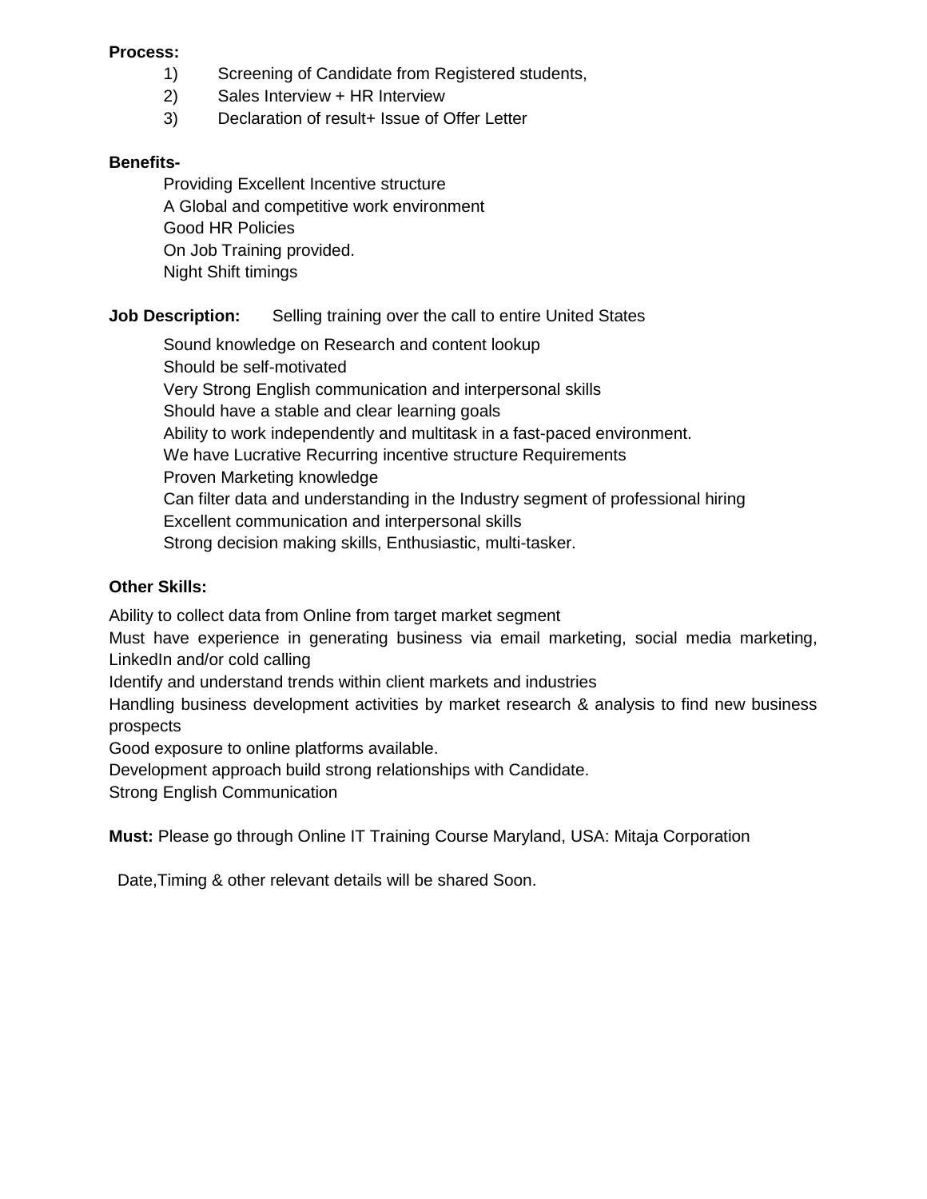**Process:**

1) Screening of Candidate from Registered students,
2) Sales Interview + HR Interview
3) Declaration of result+ Issue of Offer Letter

**Benefits-**

Providing Excellent Incentive structure
A Global and competitive work environment
Good HR Policies
On Job Training provided.
Night Shift timings

**Job Description:** Selling training over the call to entire United States

Sound knowledge on Research and content lookup
Should be self-motivated
Very Strong English communication and interpersonal skills
Should have a stable and clear learning goals
Ability to work independently and multitask in a fast-paced environment.
We have Lucrative Recurring incentive structure Requirements
Proven Marketing knowledge
Can filter data and understanding in the Industry segment of professional hiring
Excellent communication and interpersonal skills
Strong decision making skills, Enthusiastic, multi-tasker.

**Other Skills:**

Ability to collect data from Online from target market segment
Must have experience in generating business via email marketing, social media marketing, LinkedIn and/or cold calling
Identify and understand trends within client markets and industries
Handling business development activities by market research & analysis to find new business prospects
Good exposure to online platforms available.
Development approach build strong relationships with Candidate.
Strong English Communication

**Must:** Please go through Online IT Training Course Maryland, USA: Mitaja Corporation

Date,Timing & other relevant details will be shared Soon.